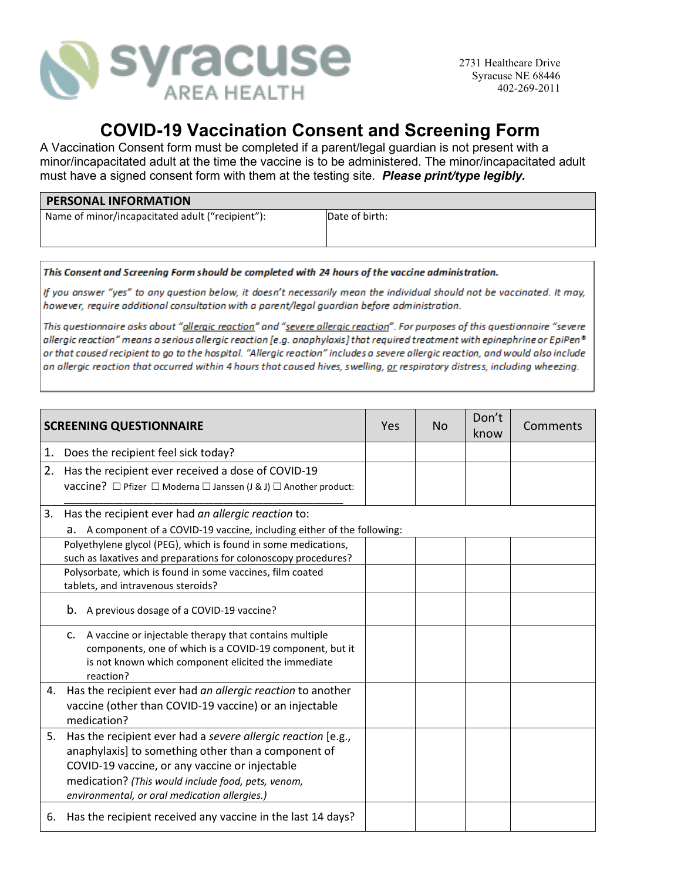**syracuse** AREA HEALTH

2731 Healthcare Drive
Syracuse NE 68446
402-269-2011

# COVID-19 Vaccination Consent and Screening Form

A Vaccination Consent form must be completed if a parent/legal guardian is not present with a minor/incapacitated adult at the time the vaccine is to be administered. The minor/incapacitated adult must have a signed consent form with them at the testing site. ***Please print/type legibly.***

| PERSONAL INFORMATION | |
|---|---|
| Name of minor/incapacitated adult ("recipient"): | Date of birth: |

***This Consent and Screening Form should be completed with 24 hours of the vaccine administration.***

*If you answer "yes" to any question below, it doesn't necessarily mean the individual should not be vaccinated. It may, however, require additional consultation with a parent/legal guardian before administration.*

*This questionnaire asks about "allergic reaction" and "severe allergic reaction". For purposes of this questionnaire "severe allergic reaction" means a serious allergic reaction [e.g. anaphylaxis] that required treatment with epinephrine or EpiPen® or that caused recipient to go to the hospital. "Allergic reaction" includes a severe allergic reaction, and would also include an allergic reaction that occurred within 4 hours that caused hives, swelling, or respiratory distress, including wheezing.*

| SCREENING QUESTIONNAIRE | Yes | No | Don't know | Comments |
|---|---|---|---|---|
| 1. Does the recipient feel sick today? | | | | |
| 2. Has the recipient ever received a dose of COVID-19 vaccine? ☐ Pfizer ☐ Moderna ☐ Janssen (J & J) ☐ Another product: ______ | | | | |
| 3. Has the recipient ever had *an allergic reaction* to: a. A component of a COVID-19 vaccine, including either of the following: | | | | |
| Polyethylene glycol (PEG), which is found in some medications, such as laxatives and preparations for colonoscopy procedures? | | | | |
| Polysorbate, which is found in some vaccines, film coated tablets, and intravenous steroids? | | | | |
| b. A previous dosage of a COVID-19 vaccine? | | | | |
| c. A vaccine or injectable therapy that contains multiple components, one of which is a COVID-19 component, but it is not known which component elicited the immediate reaction? | | | | |
| 4. Has the recipient ever had *an allergic reaction* to another vaccine (other than COVID-19 vaccine) or an injectable medication? | | | | |
| 5. Has the recipient ever had a *severe allergic reaction* [e.g., anaphylaxis] to something other than a component of COVID-19 vaccine, or any vaccine or injectable medication? *(This would include food, pets, venom, environmental, or oral medication allergies.)* | | | | |
| 6. Has the recipient received any vaccine in the last 14 days? | | | | |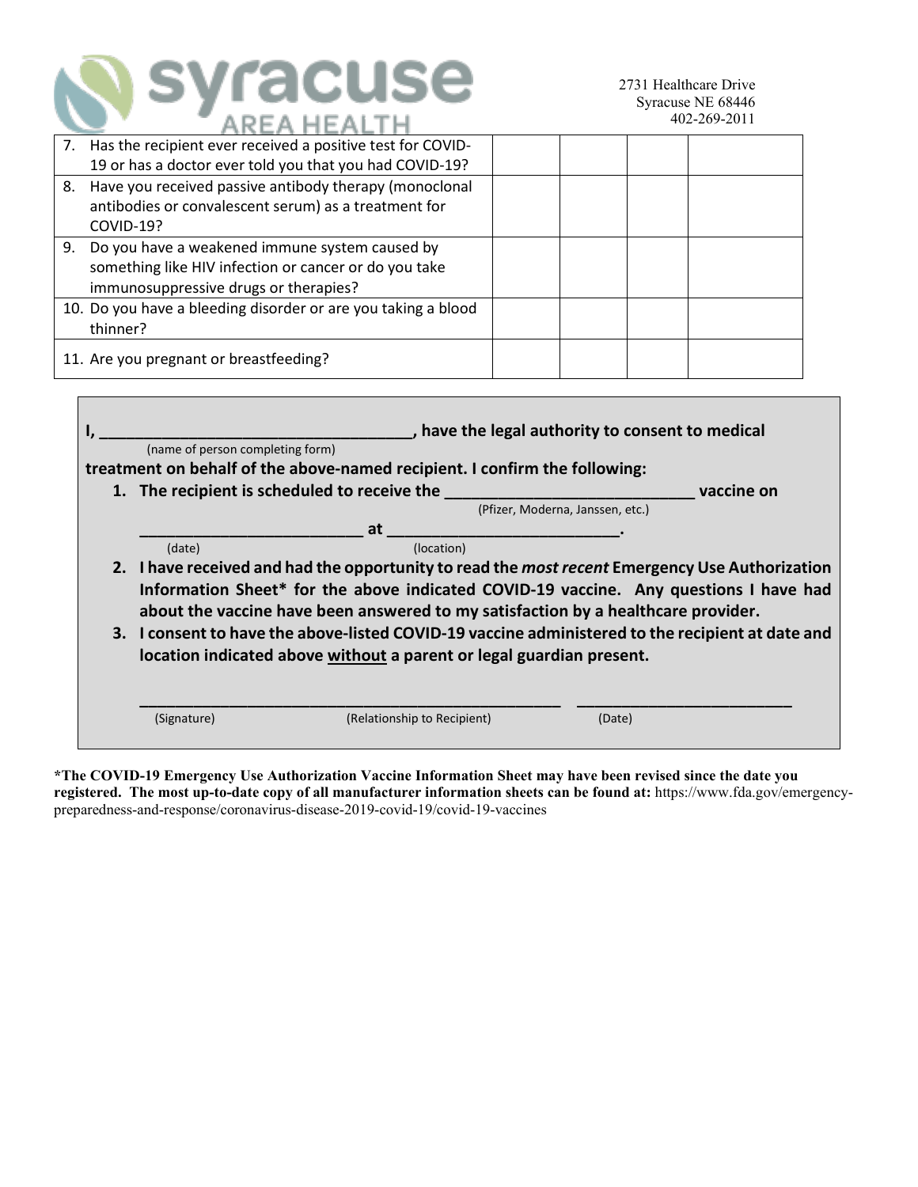syracuse AREA HEALTH

2731 Healthcare Drive
Syracuse NE 68446
402-269-2011

| | | | | |
|---|---|---|---|---|
| 7. Has the recipient ever received a positive test for COVID-19 or has a doctor ever told you that you had COVID-19? | | | | |
| 8. Have you received passive antibody therapy (monoclonal antibodies or convalescent serum) as a treatment for COVID-19? | | | | |
| 9. Do you have a weakened immune system caused by something like HIV infection or cancer or do you take immunosuppressive drugs or therapies? | | | | |
| 10. Do you have a bleeding disorder or are you taking a blood thinner? | | | | |
| 11. Are you pregnant or breastfeeding? | | | | |

**I, ___________________________________, have the legal authority to consent to medical**
(name of person completing form)
**treatment on behalf of the above-named recipient. I confirm the following:**

1. **The recipient is scheduled to receive the ___________________________ vaccine on**
   (Pfizer, Moderna, Janssen, etc.)
   **________________________ at __________________________.**
   (date) (location)
2. **I have received and had the opportunity to read the *most recent* Emergency Use Authorization Information Sheet\* for the above indicated COVID-19 vaccine. Any questions I have had about the vaccine have been answered to my satisfaction by a healthcare provider.**
3. **I consent to have the above-listed COVID-19 vaccine administered to the recipient at date and location indicated above without a parent or legal guardian present.**

______________________________________________ ________________________
(Signature) (Relationship to Recipient) (Date)

**\*The COVID-19 Emergency Use Authorization Vaccine Information Sheet may have been revised since the date you registered. The most up-to-date copy of all manufacturer information sheets can be found at:** https://www.fda.gov/emergency-preparedness-and-response/coronavirus-disease-2019-covid-19/covid-19-vaccines